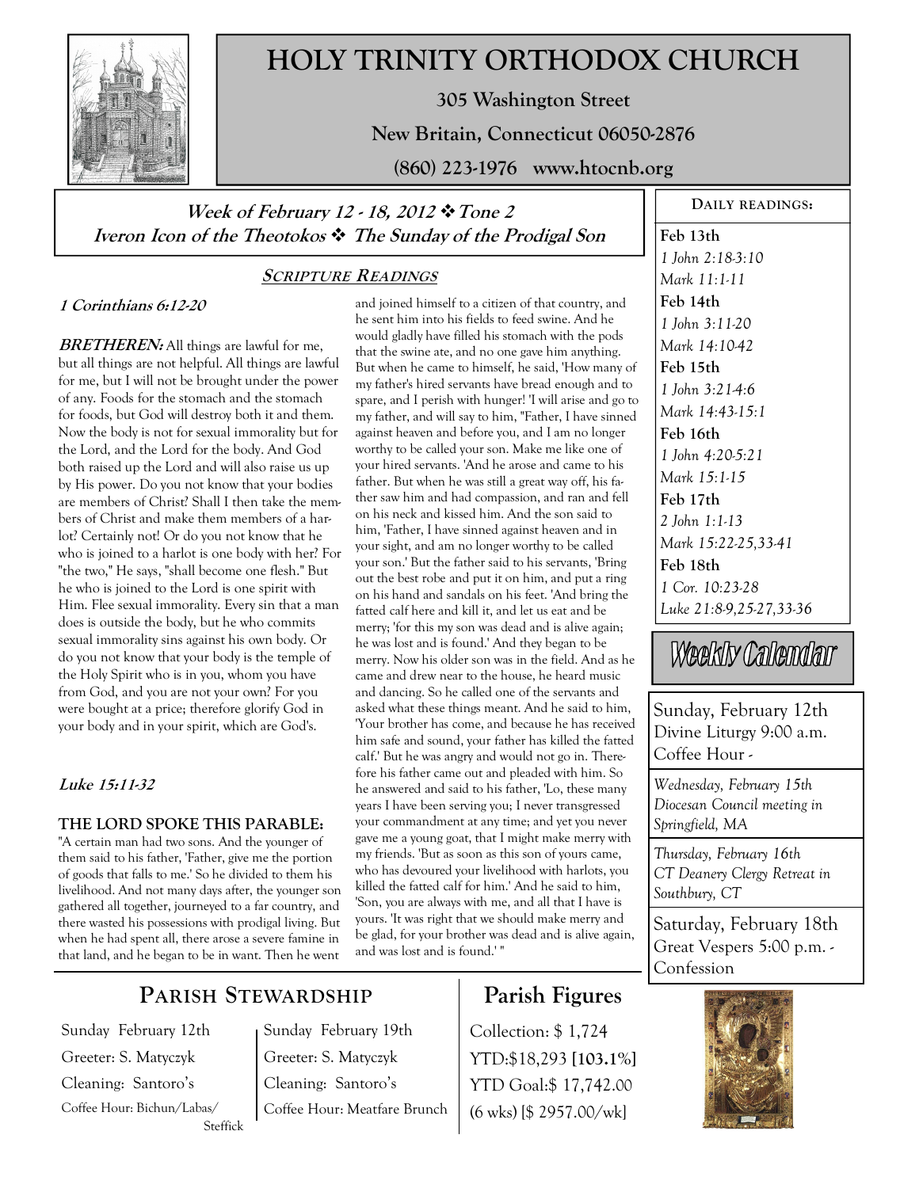# HOLY TRINITY ORTHODOX CHURCH

**305 Washington Street**

**New Britain, Connecticut 06050-2876**

**(860) 223-1976 www.htocnb.org**

***Week of February 12 - 18, 2012 ❖ Tone 2***
***Iveron Icon of the Theotokos ❖ The Sunday of the Prodigal Son***

## SCRIPTURE READINGS

***1 Corinthians 6:12-20***

***BRETHEREN:*** All things are lawful for me, but all things are not helpful. All things are lawful for me, but I will not be brought under the power of any. Foods for the stomach and the stomach for foods, but God will destroy both it and them. Now the body is not for sexual immorality but for the Lord, and the Lord for the body. And God both raised up the Lord and will also raise us up by His power. Do you not know that your bodies are members of Christ? Shall I then take the members of Christ and make them members of a harlot? Certainly not! Or do you not know that he who is joined to a harlot is one body with her? For "the two," He says, "shall become one flesh." But he who is joined to the Lord is one spirit with Him. Flee sexual immorality. Every sin that a man does is outside the body, but he who commits sexual immorality sins against his own body. Or do you not know that your body is the temple of the Holy Spirit who is in you, whom you have from God, and you are not your own? For you were bought at a price; therefore glorify God in your body and in your spirit, which are God's.

***Luke 15:11-32***

**THE LORD SPOKE THIS PARABLE:** "A certain man had two sons. And the younger of them said to his father, 'Father, give me the portion of goods that falls to me.' So he divided to them his livelihood. And not many days after, the younger son gathered all together, journeyed to a far country, and there wasted his possessions with prodigal living. But when he had spent all, there arose a severe famine in that land, and he began to be in want. Then he went and joined himself to a citizen of that country, and he sent him into his fields to feed swine. And he would gladly have filled his stomach with the pods that the swine ate, and no one gave him anything. But when he came to himself, he said, 'How many of my father's hired servants have bread enough and to spare, and I perish with hunger! 'I will arise and go to my father, and will say to him, "Father, I have sinned against heaven and before you, and I am no longer worthy to be called your son. Make me like one of your hired servants. 'And he arose and came to his father. But when he was still a great way off, his father saw him and had compassion, and ran and fell on his neck and kissed him. And the son said to him, 'Father, I have sinned against heaven and in your sight, and am no longer worthy to be called your son.' But the father said to his servants, 'Bring out the best robe and put it on him, and put a ring on his hand and sandals on his feet. 'And bring the fatted calf here and kill it, and let us eat and be merry; 'for this my son was dead and is alive again; he was lost and is found.' And they began to be merry. Now his older son was in the field. And as he came and drew near to the house, he heard music and dancing. So he called one of the servants and asked what these things meant. And he said to him, 'Your brother has come, and because he has received him safe and sound, your father has killed the fatted calf.' But he was angry and would not go in. Therefore his father came out and pleaded with him. So he answered and said to his father, 'Lo, these many years I have been serving you; I never transgressed your commandment at any time; and yet you never gave me a young goat, that I might make merry with my friends. 'But as soon as this son of yours came, who has devoured your livelihood with harlots, you killed the fatted calf for him.' And he said to him, 'Son, you are always with me, and all that I have is yours. 'It was right that we should make merry and be glad, for your brother was dead and is alive again, and was lost and is found.' "

## DAILY READINGS:

**Feb 13th**
*1 John 2:18-3:10*
*Mark 11:1-11*

**Feb 14th**
*1 John 3:11-20*
*Mark 14:10-42*

**Feb 15th**
*1 John 3:21-4:6*
*Mark 14:43-15:1*

**Feb 16th**
*1 John 4:20-5:21*
*Mark 15:1-15*

**Feb 17th**
*2 John 1:1-13*
*Mark 15:22-25,33-41*

**Feb 18th**
*1 Cor. 10:23-28*
*Luke 21:8-9,25-27,33-36*

## Weekly Calendar

Sunday, February 12th
Divine Liturgy 9:00 a.m.
Coffee Hour -

*Wednesday, February 15th*
*Diocesan Council meeting in Springfield, MA*

*Thursday, February 16th*
*CT Deanery Clergy Retreat in Southbury, CT*

Saturday, February 18th
Great Vespers 5:00 p.m. - Confession

## PARISH STEWARDSHIP

Sunday February 12th
Greeter: S. Matyczyk
Cleaning: Santoro's
Coffee Hour: Bichun/Labas/Steffick

Sunday February 19th
Greeter: S. Matyczyk
Cleaning: Santoro's
Coffee Hour: Meatfare Brunch

## Parish Figures

Collection: $ 1,724
YTD:$18,293 **[103.1%]**
YTD Goal:$ 17,742.00
(6 wks) [$ 2957.00/wk]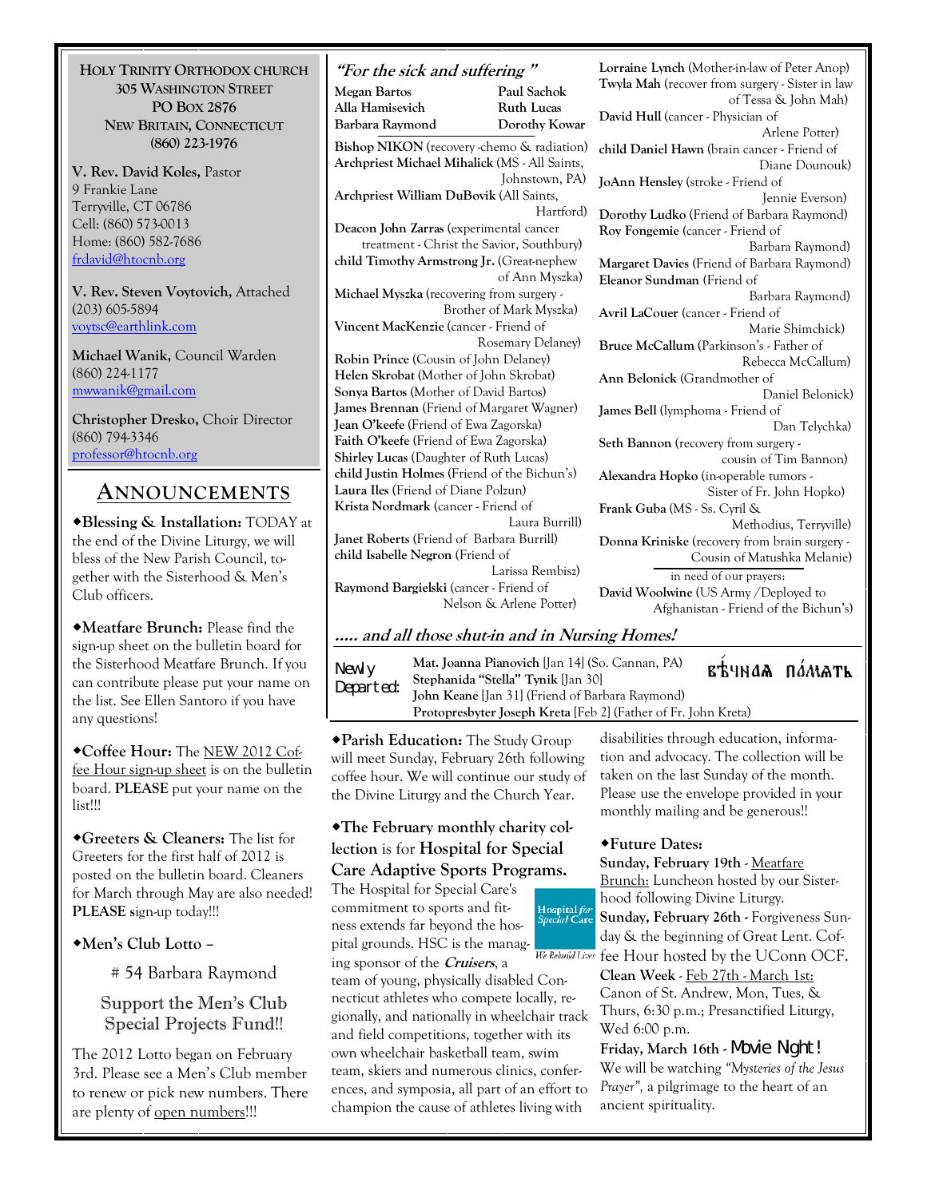**HOLY TRINITY ORTHODOX CHURCH**
**305 WASHINGTON STREET**
**PO BOX 2876**
**NEW BRITAIN, CONNECTICUT**
**(860) 223-1976**

**V. Rev. David Koles,** Pastor
9 Frankie Lane
Terryville, CT 06786
Cell: (860) 573-0013
Home: (860) 582-7686
frdavid@htocnb.org

**V. Rev. Steven Voytovich,** Attached
(203) 605-5894
voytsc@earthlink.com

**Michael Wanik,** Council Warden
(860) 224-1177
mwwanik@gmail.com

**Christopher Dresko,** Choir Director
(860) 794-3346
professor@htocnb.org

## ANNOUNCEMENTS

◆**Blessing & Installation:** TODAY at the end of the Divine Liturgy, we will bless of the New Parish Council, together with the Sisterhood & Men's Club officers.

◆**Meatfare Brunch:** Please find the sign-up sheet on the bulletin board for the Sisterhood Meatfare Brunch. If you can contribute please put your name on the list. See Ellen Santoro if you have any questions!

◆**Coffee Hour:** The NEW 2012 Coffee Hour sign-up sheet is on the bulletin board. **PLEASE** put your name on the list!!!

◆**Greeters & Cleaners:** The list for Greeters for the first half of 2012 is posted on the bulletin board. Cleaners for March through May are also needed! **PLEASE** sign-up today!!!

◆**Men's Club Lotto –**

# 54 Barbara Raymond

Support the Men's Club Special Projects Fund!!

The 2012 Lotto began on February 3rd. Please see a Men's Club member to renew or pick new numbers. There are plenty of open numbers!!!

## *"For the sick and suffering"*

**Megan Bartos**
**Alla Hamisevich**
**Barbara Raymond**
**Paul Sachok**
**Ruth Lucas**
**Dorothy Kowar**
**Bishop NIKON** (recovery -chemo & radiation)
**Archpriest Michael Mihalick** (MS - All Saints, Johnstown, PA)
**Archpriest William DuBovik** (All Saints, Hartford)
**Deacon John Zarras** (experimental cancer treatment - Christ the Savior, Southbury)
**child Timothy Armstrong Jr.** (Great-nephew of Ann Myszka)
**Michael Myszka** (recovering from surgery - Brother of Mark Myszka)
**Vincent MacKenzie** (cancer - Friend of Rosemary Delaney)
**Robin Prince** (Cousin of John Delaney)
**Helen Skrobat** (Mother of John Skrobat)
**Sonya Bartos** (Mother of David Bartos)
**James Brennan** (Friend of Margaret Wagner)
**Jean O'keefe** (Friend of Ewa Zagorska)
**Faith O'keefe** (Friend of Ewa Zagorska)
**Shirley Lucas** (Daughter of Ruth Lucas)
**child Justin Holmes** (Friend of the Bichun's)
**Laura Iles** (Friend of Diane Polzun)
**Krista Nordmark** (cancer - Friend of Laura Burrill)
**Janet Roberts** (Friend of Barbara Burrill)
**child Isabelle Negron** (Friend of Larissa Rembisz)
**Raymond Bargielski** (cancer - Friend of Nelson & Arlene Potter)
**Lorraine Lynch** (Mother-in-law of Peter Anop)
**Twyla Mah** (recover from surgery - Sister in law of Tessa & John Mah)
**David Hull** (cancer - Physician of Arlene Potter)
**child Daniel Hawn** (brain cancer - Friend of Diane Dounouk)
**JoAnn Hensley** (stroke - Friend of Jennie Everson)
**Dorothy Ludko** (Friend of Barbara Raymond)
**Roy Fongemie** (cancer - Friend of Barbara Raymond)
**Margaret Davies** (Friend of Barbara Raymond)
**Eleanor Sundman** (Friend of Barbara Raymond)
**Avril LaCouer** (cancer - Friend of Marie Shimchick)
**Bruce McCallum** (Parkinson's - Father of Rebecca McCallum)
**Ann Belonick** (Grandmother of Daniel Belonick)
**James Bell** (lymphoma - Friend of Dan Telychka)
**Seth Bannon** (recovery from surgery - cousin of Tim Bannon)
**Alexandra Hopko** (in-operable tumors - Sister of Fr. John Hopko)
**Frank Guba** (MS - Ss. Cyril & Methodius, Terryville)
**Donna Kriniske** (recovery from brain surgery - Cousin of Matushka Melanie)

in need of our prayers:
**David Woolwine** (US Army /Deployed to Afghanistan - Friend of the Bichun's)

***..... and all those shut-in and in Nursing Homes!***

**Newly Departed:**
**Mat. Joanna Pianovich** [Jan 14] (So. Cannan, PA)
**Stephanida "Stella" Tynik** [Jan 30]
**John Keane** [Jan 31] (Friend of Barbara Raymond)
**Protopresbyter Joseph Kreta** [Feb 2] (Father of Fr. John Kreta)

Вѣчнаѧ память

◆**Parish Education:** The Study Group will meet Sunday, February 26th following coffee hour. We will continue our study of the Divine Liturgy and the Church Year.

◆**The February monthly charity collection** is for **Hospital for Special Care Adaptive Sports Programs.** The Hospital for Special Care's commitment to sports and fitness extends far beyond the hospital grounds. HSC is the managing sponsor of the ***Cruisers***, a team of young, physically disabled Connecticut athletes who compete locally, regionally, and nationally in wheelchair track and field competitions, together with its own wheelchair basketball team, swim team, skiers and numerous clinics, conferences, and symposia, all part of an effort to champion the cause of athletes living with disabilities through education, information and advocacy. The collection will be taken on the last Sunday of the month. Please use the envelope provided in your monthly mailing and be generous!!

◆**Future Dates:**

**Sunday, February 19th** - Meatfare Brunch: Luncheon hosted by our Sisterhood following Divine Liturgy.

**Sunday, February 26th -** Forgiveness Sunday & the beginning of Great Lent. Coffee Hour hosted by the UConn OCF.

**Clean Week** - Feb 27th - March 1st: Canon of St. Andrew, Mon, Tues, & Thurs, 6:30 p.m.; Presanctified Liturgy, Wed 6:00 p.m.

**Friday, March 16th** - Movie Night! We will be watching *"Mysteries of the Jesus Prayer"*, a pilgrimage to the heart of an ancient spirituality.